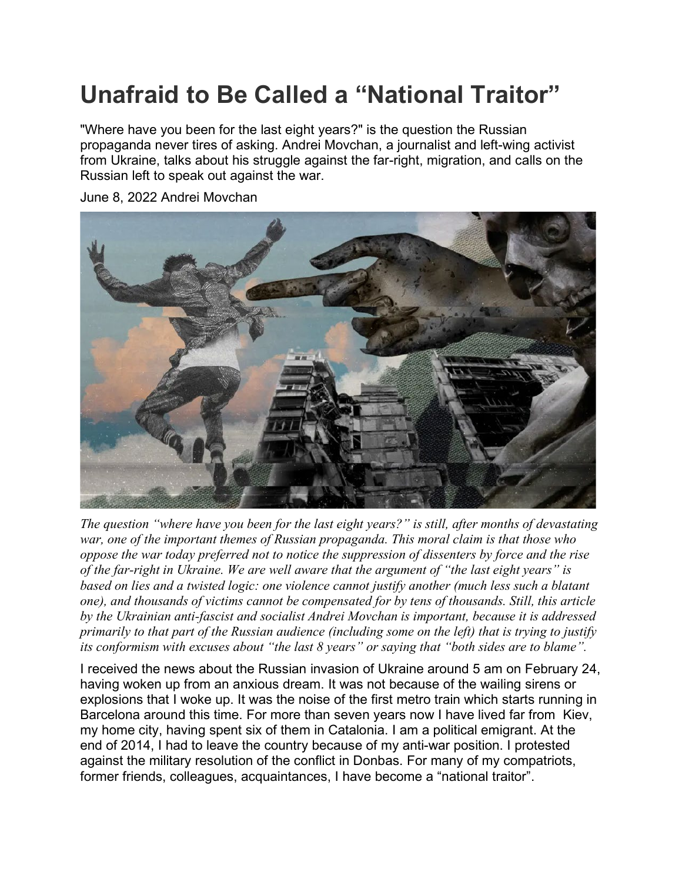# Unafraid to Be Called a "National Traitor"

"Where have you been for the last eight years?" is the question the Russian propaganda never tires of asking. Andrei Movchan, a journalist and left-wing activist from Ukraine, talks about his struggle against the far-right, migration, and calls on the Russian left to speak out against the war.

June 8, 2022 Andrei Movchan

*The question "where have you been for the last eight years?" is still, after months of devastating war, one of the important themes of Russian propaganda. This moral claim is that those who oppose the war today preferred not to notice the suppression of dissenters by force and the rise of the far-right in Ukraine. We are well aware that the argument of "the last eight years" is based on lies and a twisted logic: one violence cannot justify another (much less such a blatant one), and thousands of victims cannot be compensated for by tens of thousands. Still, this article by the Ukrainian anti-fascist and socialist Andrei Movchan is important, because it is addressed primarily to that part of the Russian audience (including some on the left) that is trying to justify its conformism with excuses about "the last 8 years" or saying that "both sides are to blame".*

I received the news about the Russian invasion of Ukraine around 5 am on February 24, having woken up from an anxious dream. It was not because of the wailing sirens or explosions that I woke up. It was the noise of the first metro train which starts running in Barcelona around this time. For more than seven years now I have lived far from Kiev, my home city, having spent six of them in Catalonia. I am a political emigrant. At the end of 2014, I had to leave the country because of my anti-war position. I protested against the military resolution of the conflict in Donbas. For many of my compatriots, former friends, colleagues, acquaintances, I have become a "national traitor".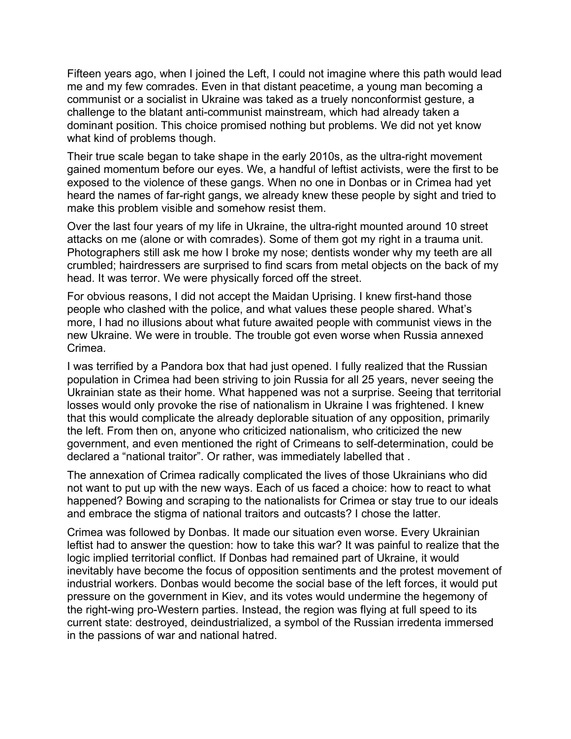Fifteen years ago, when I joined the Left, I could not imagine where this path would lead me and my few comrades. Even in that distant peacetime, a young man becoming a communist or a socialist in Ukraine was taked as a truely nonconformist gesture, a challenge to the blatant anti-communist mainstream, which had already taken a dominant position. This choice promised nothing but problems. We did not yet know what kind of problems though.

Their true scale began to take shape in the early 2010s, as the ultra-right movement gained momentum before our eyes. We, a handful of leftist activists, were the first to be exposed to the violence of these gangs. When no one in Donbas or in Crimea had yet heard the names of far-right gangs, we already knew these people by sight and tried to make this problem visible and somehow resist them.

Over the last four years of my life in Ukraine, the ultra-right mounted around 10 street attacks on me (alone or with comrades). Some of them got my right in a trauma unit. Photographers still ask me how I broke my nose; dentists wonder why my teeth are all crumbled; hairdressers are surprised to find scars from metal objects on the back of my head. It was terror. We were physically forced off the street.

For obvious reasons, I did not accept the Maidan Uprising. I knew first-hand those people who clashed with the police, and what values these people shared. What's more, I had no illusions about what future awaited people with communist views in the new Ukraine. We were in trouble. The trouble got even worse when Russia annexed Crimea.

I was terrified by a Pandora box that had just opened. I fully realized that the Russian population in Crimea had been striving to join Russia for all 25 years, never seeing the Ukrainian state as their home. What happened was not a surprise. Seeing that territorial losses would only provoke the rise of nationalism in Ukraine I was frightened. I knew that this would complicate the already deplorable situation of any opposition, primarily the left. From then on, anyone who criticized nationalism, who criticized the new government, and even mentioned the right of Crimeans to self-determination, could be declared a "national traitor". Or rather, was immediately labelled that .

The annexation of Crimea radically complicated the lives of those Ukrainians who did not want to put up with the new ways. Each of us faced a choice: how to react to what happened? Bowing and scraping to the nationalists for Crimea or stay true to our ideals and embrace the stigma of national traitors and outcasts? I chose the latter.

Crimea was followed by Donbas. It made our situation even worse. Every Ukrainian leftist had to answer the question: how to take this war? It was painful to realize that the logic implied territorial conflict. If Donbas had remained part of Ukraine, it would inevitably have become the focus of opposition sentiments and the protest movement of industrial workers. Donbas would become the social base of the left forces, it would put pressure on the government in Kiev, and its votes would undermine the hegemony of the right-wing pro-Western parties. Instead, the region was flying at full speed to its current state: destroyed, deindustrialized, a symbol of the Russian irredenta immersed in the passions of war and national hatred.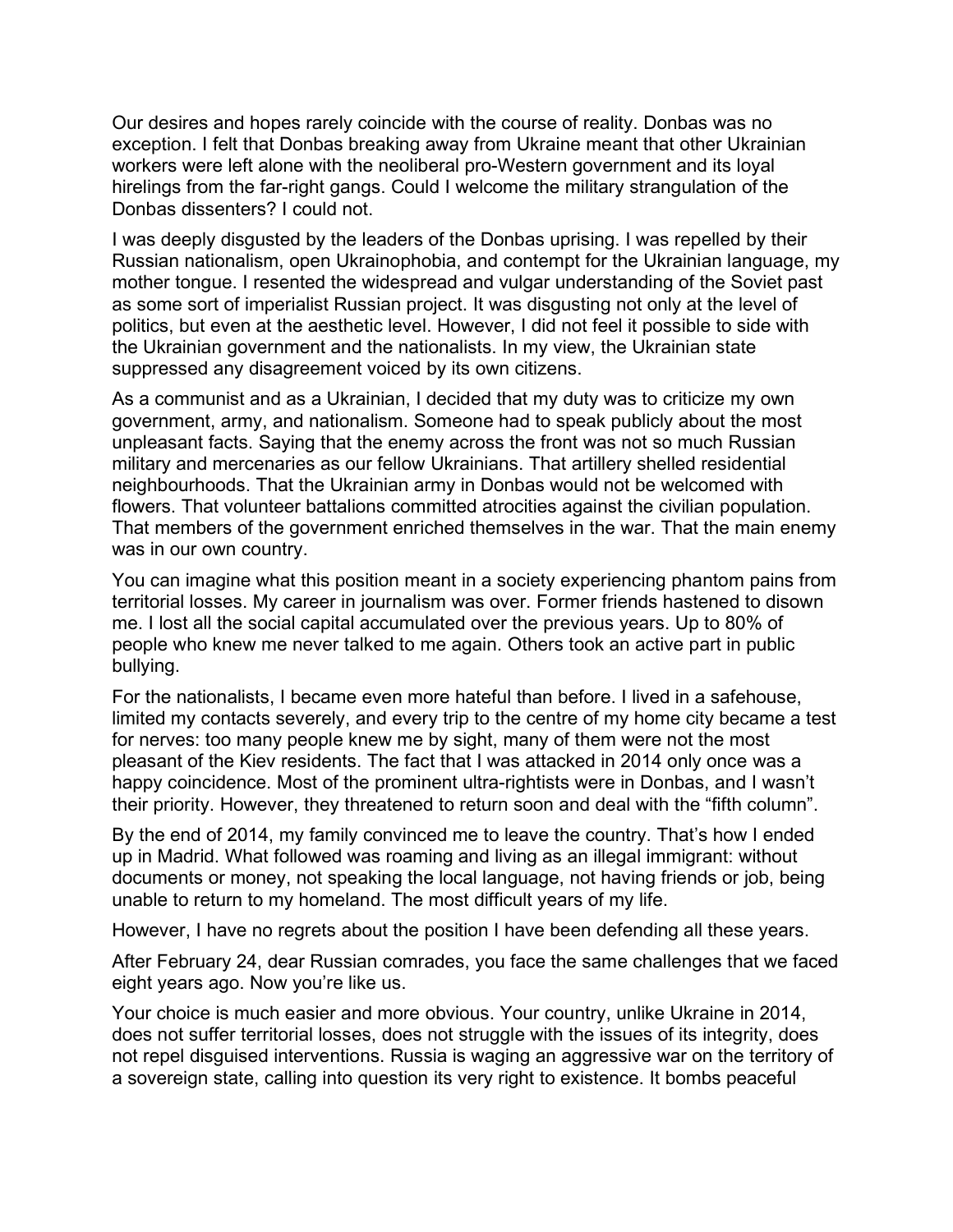Our desires and hopes rarely coincide with the course of reality. Donbas was no exception. I felt that Donbas breaking away from Ukraine meant that other Ukrainian workers were left alone with the neoliberal pro-Western government and its loyal hirelings from the far-right gangs. Could I welcome the military strangulation of the Donbas dissenters? I could not.

I was deeply disgusted by the leaders of the Donbas uprising. I was repelled by their Russian nationalism, open Ukrainophobia, and contempt for the Ukrainian language, my mother tongue. I resented the widespread and vulgar understanding of the Soviet past as some sort of imperialist Russian project. It was disgusting not only at the level of politics, but even at the aesthetic level. However, I did not feel it possible to side with the Ukrainian government and the nationalists. In my view, the Ukrainian state suppressed any disagreement voiced by its own citizens.

As a communist and as a Ukrainian, I decided that my duty was to criticize my own government, army, and nationalism. Someone had to speak publicly about the most unpleasant facts. Saying that the enemy across the front was not so much Russian military and mercenaries as our fellow Ukrainians. That artillery shelled residential neighbourhoods. That the Ukrainian army in Donbas would not be welcomed with flowers. That volunteer battalions committed atrocities against the civilian population. That members of the government enriched themselves in the war. That the main enemy was in our own country.

You can imagine what this position meant in a society experiencing phantom pains from territorial losses. My career in journalism was over. Former friends hastened to disown me. I lost all the social capital accumulated over the previous years. Up to 80% of people who knew me never talked to me again. Others took an active part in public bullying.

For the nationalists, I became even more hateful than before. I lived in a safehouse, limited my contacts severely, and every trip to the centre of my home city became a test for nerves: too many people knew me by sight, many of them were not the most pleasant of the Kiev residents. The fact that I was attacked in 2014 only once was a happy coincidence. Most of the prominent ultra-rightists were in Donbas, and I wasn't their priority. However, they threatened to return soon and deal with the "fifth column".

By the end of 2014, my family convinced me to leave the country. That's how I ended up in Madrid. What followed was roaming and living as an illegal immigrant: without documents or money, not speaking the local language, not having friends or job, being unable to return to my homeland. The most difficult years of my life.

However, I have no regrets about the position I have been defending all these years.

After February 24, dear Russian comrades, you face the same challenges that we faced eight years ago. Now you're like us.

Your choice is much easier and more obvious. Your country, unlike Ukraine in 2014, does not suffer territorial losses, does not struggle with the issues of its integrity, does not repel disguised interventions. Russia is waging an aggressive war on the territory of a sovereign state, calling into question its very right to existence. It bombs peaceful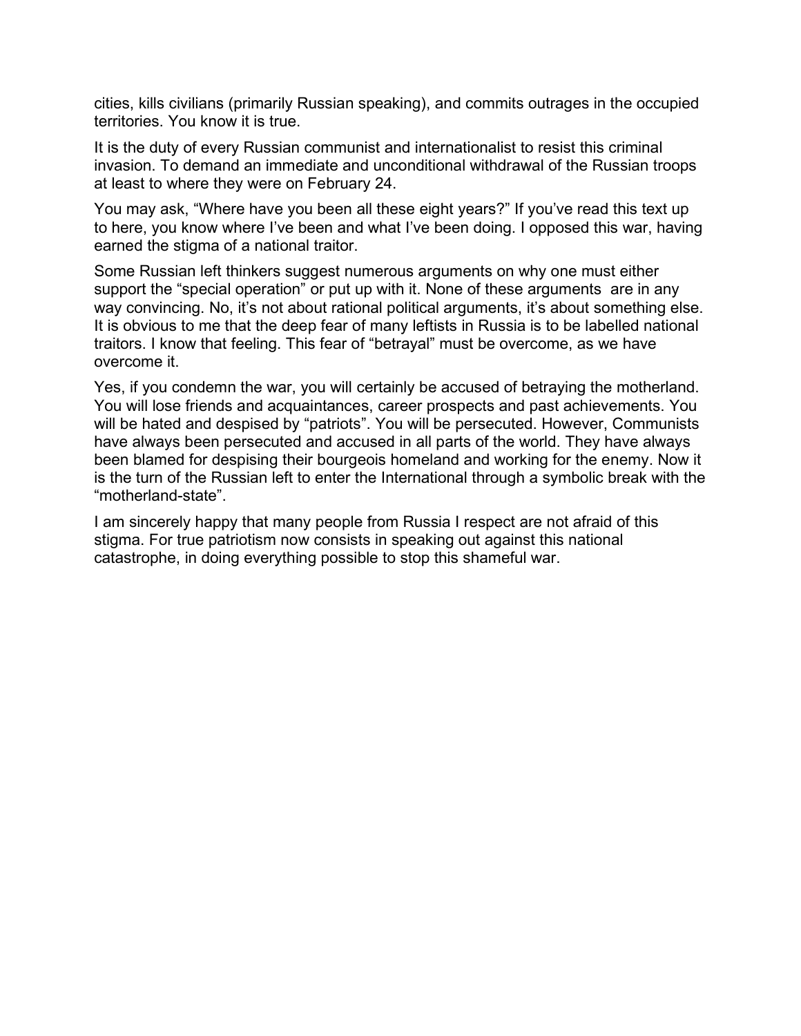cities, kills civilians (primarily Russian speaking), and commits outrages in the occupied territories. You know it is true.

It is the duty of every Russian communist and internationalist to resist this criminal invasion. To demand an immediate and unconditional withdrawal of the Russian troops at least to where they were on February 24.

You may ask, "Where have you been all these eight years?" If you've read this text up to here, you know where I've been and what I've been doing. I opposed this war, having earned the stigma of a national traitor.

Some Russian left thinkers suggest numerous arguments on why one must either support the "special operation" or put up with it. None of these arguments  are in any way convincing. No, it's not about rational political arguments, it's about something else. It is obvious to me that the deep fear of many leftists in Russia is to be labelled national traitors. I know that feeling. This fear of "betrayal" must be overcome, as we have overcome it.

Yes, if you condemn the war, you will certainly be accused of betraying the motherland. You will lose friends and acquaintances, career prospects and past achievements. You will be hated and despised by "patriots". You will be persecuted. However, Communists have always been persecuted and accused in all parts of the world. They have always been blamed for despising their bourgeois homeland and working for the enemy. Now it is the turn of the Russian left to enter the International through a symbolic break with the "motherland-state".

I am sincerely happy that many people from Russia I respect are not afraid of this stigma. For true patriotism now consists in speaking out against this national catastrophe, in doing everything possible to stop this shameful war.